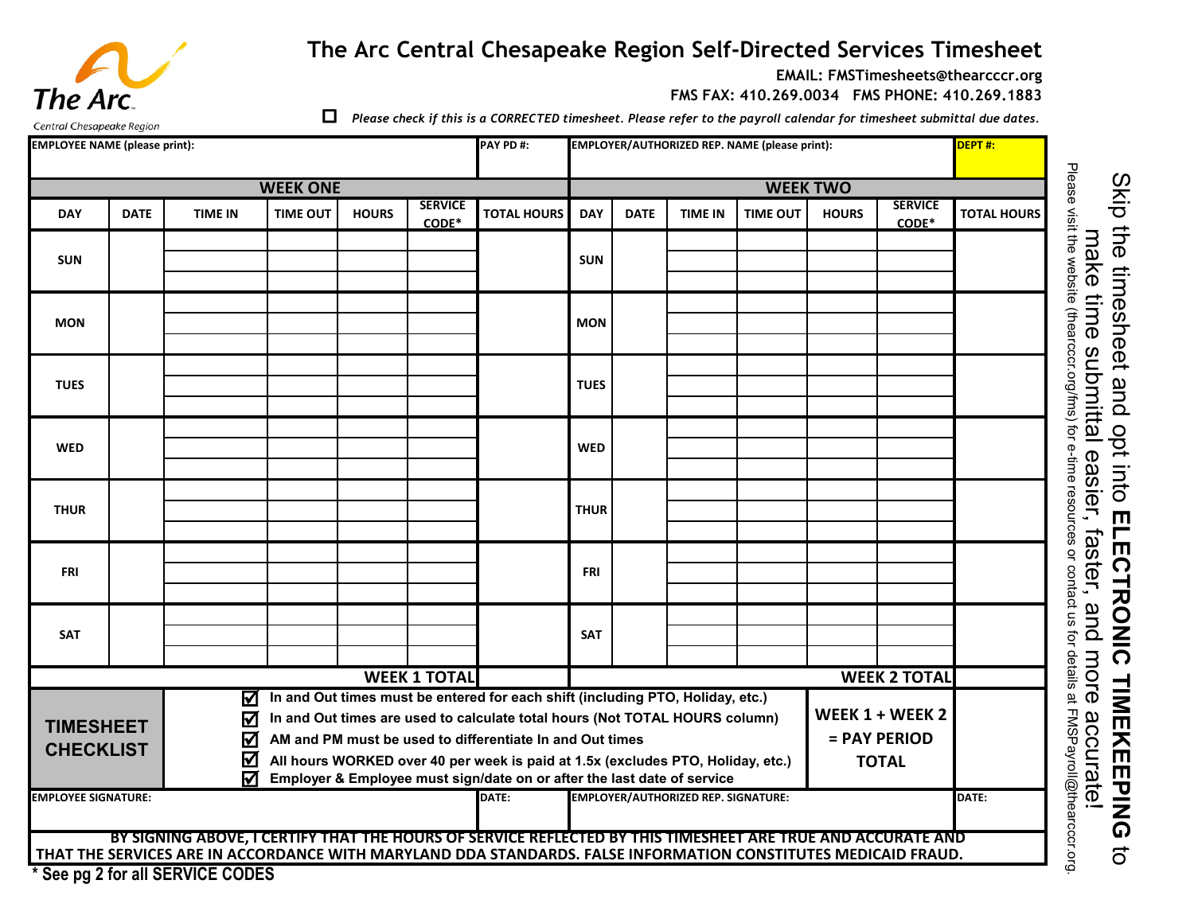# The Arc Central Chesapeake Region Self-Directed Services Timesheet

**EMAIL: FMSTimesheets@thearcccr.org**

**FMS FAX: 410.269.0034 FMS PHONE: 410.269.1883**

☐ *Please check if this is a CORRECTED timesheet. Please refer to the payroll calendar for timesheet submittal due dates.*

| EMPLOYEE NAME (please print): | PAY PD #: | EMPLOYER/AUTHORIZED REP. NAME (please print): | DEPT #: |
|---|---|---|---|
| | | | |

| WEEK ONE | | | | | | | WEEK TWO | | | | | | |
|---|---|---|---|---|---|---|---|---|---|---|---|---|---|
| DAY | DATE | TIME IN | TIME OUT | HOURS | SERVICE CODE* | TOTAL HOURS | DAY | DATE | TIME IN | TIME OUT | HOURS | SERVICE CODE* | TOTAL HOURS |
| SUN | | | | | | | SUN | | | | | | |
| | | | | | | | | | | | | | |
| | | | | | | | | | | | | | |
| MON | | | | | | | MON | | | | | | |
| | | | | | | | | | | | | | |
| | | | | | | | | | | | | | |
| TUES | | | | | | | TUES | | | | | | |
| | | | | | | | | | | | | | |
| | | | | | | | | | | | | | |
| WED | | | | | | | WED | | | | | | |
| | | | | | | | | | | | | | |
| | | | | | | | | | | | | | |
| THUR | | | | | | | THUR | | | | | | |
| | | | | | | | | | | | | | |
| | | | | | | | | | | | | | |
| FRI | | | | | | | FRI | | | | | | |
| | | | | | | | | | | | | | |
| | | | | | | | | | | | | | |
| SAT | | | | | | | SAT | | | | | | |
| | | | | | | | | | | | | | |
| | | | | | | | | | | | | | |
| | | | | | WEEK 1 TOTAL | | | | | | | WEEK 2 TOTAL | |

**TIMESHEET CHECKLIST**

- ☑ In and Out times must be entered for each shift (including PTO, Holiday, etc.)
- ☑ In and Out times are used to calculate total hours (Not TOTAL HOURS column)
- ☑ AM and PM must be used to differentiate In and Out times
- ☑ All hours WORKED over 40 per week is paid at 1.5x (excludes PTO, Holiday, etc.)
- ☑ Employer & Employee must sign/date on or after the last date of service

**WEEK 1 + WEEK 2 = PAY PERIOD TOTAL**

| EMPLOYEE SIGNATURE: | DATE: | EMPLOYER/AUTHORIZED REP. SIGNATURE: | DATE: |
|---|---|---|---|
| | | | |

**BY SIGNING ABOVE, I CERTIFY THAT THE HOURS OF SERVICE REFLECTED BY THIS TIMESHEET ARE TRUE AND ACCURATE AND THAT THE SERVICES ARE IN ACCORDANCE WITH MARYLAND DDA STANDARDS. FALSE INFORMATION CONSTITUTES MEDICAID FRAUD.**

**\* See pg 2 for all SERVICE CODES**

Skip the timesheet and opt into **ELECTRONIC TIMEKEEPING** to make time submittal easier, faster, and more accurate!

Please visit the website (thearcccr.org/fms) for e-time resources or contact us for details at FMSPayroll@thearcccr.org.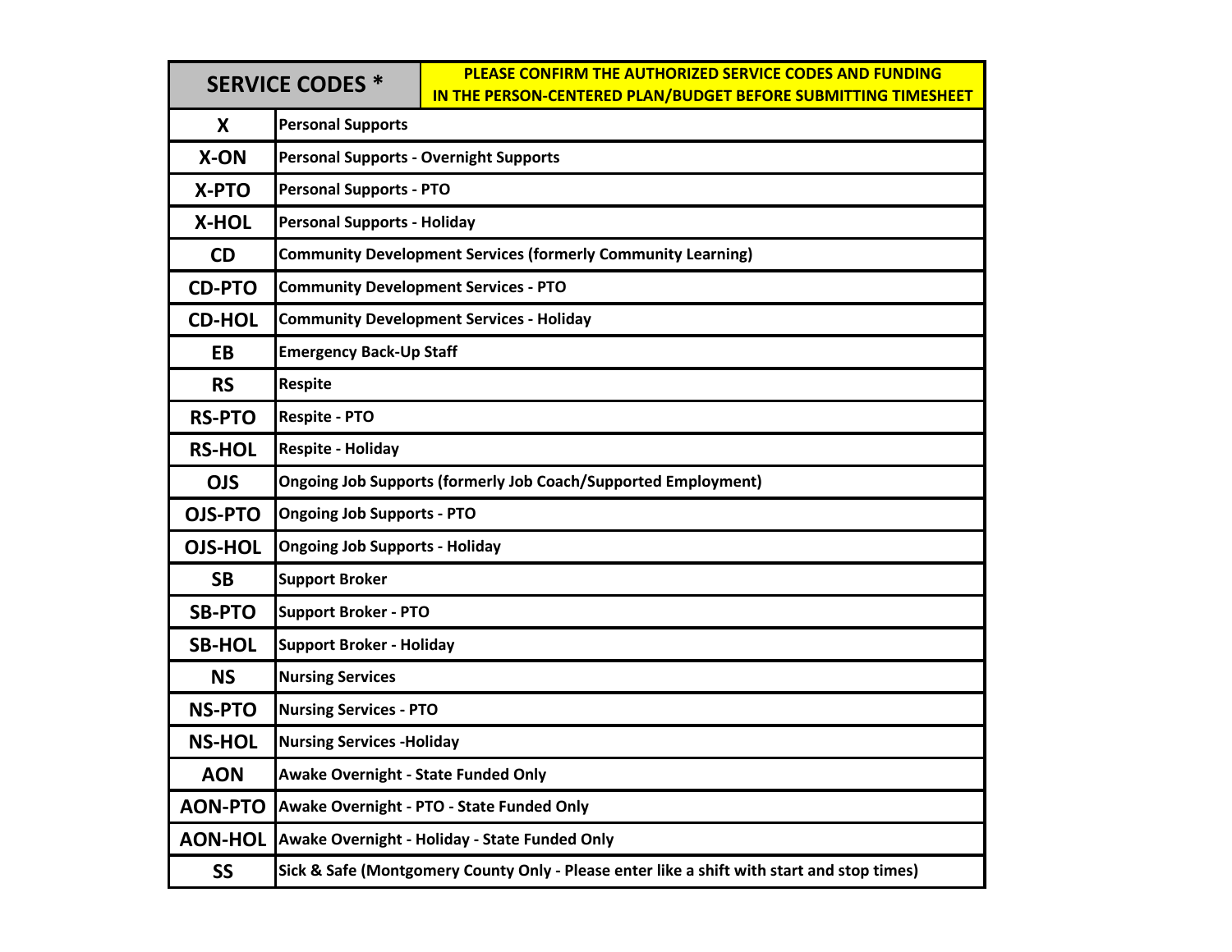| SERVICE CODES * | PLEASE CONFIRM THE AUTHORIZED SERVICE CODES AND FUNDING IN THE PERSON-CENTERED PLAN/BUDGET BEFORE SUBMITTING TIMESHEET |
|---|---|
| X | Personal Supports |
| X-ON | Personal Supports - Overnight Supports |
| X-PTO | Personal Supports - PTO |
| X-HOL | Personal Supports - Holiday |
| CD | Community Development Services (formerly Community Learning) |
| CD-PTO | Community Development Services - PTO |
| CD-HOL | Community Development Services - Holiday |
| EB | Emergency Back-Up Staff |
| RS | Respite |
| RS-PTO | Respite - PTO |
| RS-HOL | Respite - Holiday |
| OJS | Ongoing Job Supports (formerly Job Coach/Supported Employment) |
| OJS-PTO | Ongoing Job Supports - PTO |
| OJS-HOL | Ongoing Job Supports - Holiday |
| SB | Support Broker |
| SB-PTO | Support Broker - PTO |
| SB-HOL | Support Broker - Holiday |
| NS | Nursing Services |
| NS-PTO | Nursing Services - PTO |
| NS-HOL | Nursing Services -Holiday |
| AON | Awake Overnight - State Funded Only |
| AON-PTO | Awake Overnight - PTO - State Funded Only |
| AON-HOL | Awake Overnight - Holiday - State Funded Only |
| SS | Sick & Safe (Montgomery County Only - Please enter like a shift with start and stop times) |